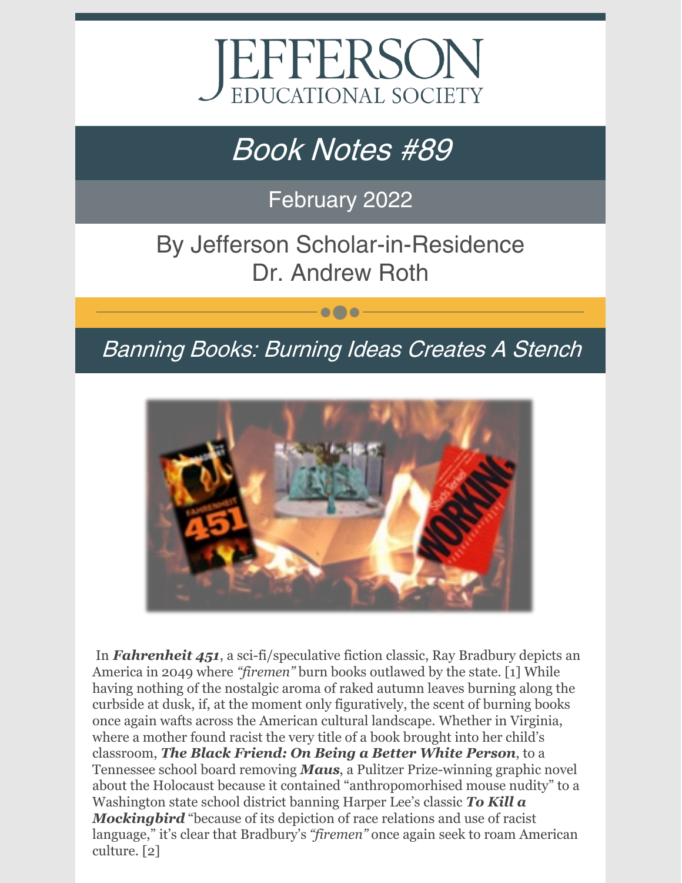# JEFFERSON EDUCATIONAL SOCIETY

## *Book Notes #89*

February 2022

By Jefferson Scholar-in-Residence
Dr. Andrew Roth

## *Banning Books: Burning Ideas Creates A Stench*

In ***Fahrenheit 451***, a sci-fi/speculative fiction classic, Ray Bradbury depicts an America in 2049 where *"firemen"* burn books outlawed by the state. [1] While having nothing of the nostalgic aroma of raked autumn leaves burning along the curbside at dusk, if, at the moment only figuratively, the scent of burning books once again wafts across the American cultural landscape. Whether in Virginia, where a mother found racist the very title of a book brought into her child's classroom, ***The Black Friend: On Being a Better White Person***, to a Tennessee school board removing ***Maus***, a Pulitzer Prize-winning graphic novel about the Holocaust because it contained "anthropomorhised mouse nudity" to a Washington state school district banning Harper Lee's classic ***To Kill a Mockingbird*** "because of its depiction of race relations and use of racist language," it's clear that Bradbury's *"firemen"* once again seek to roam American culture. [2]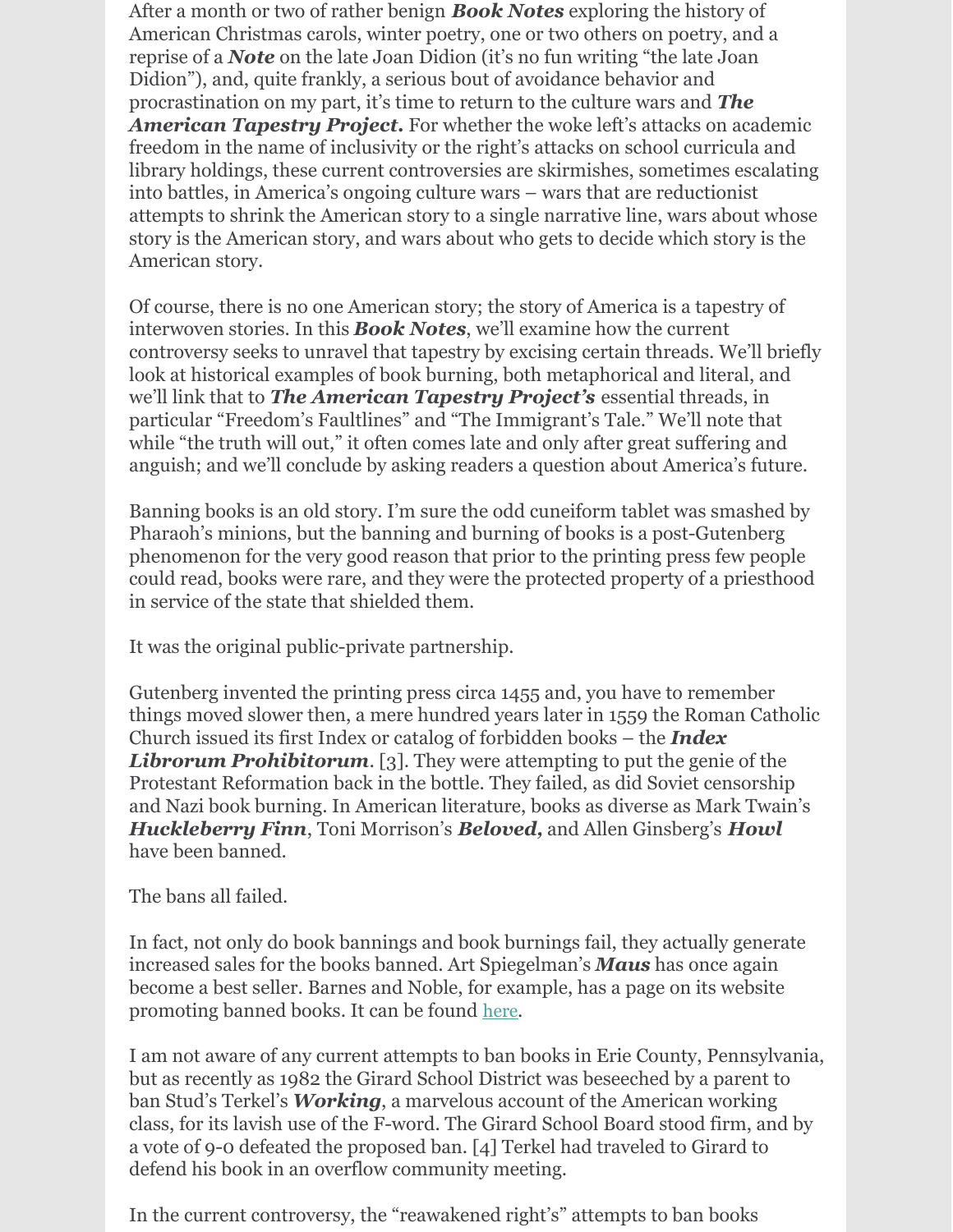After a month or two of rather benign ***Book Notes*** exploring the history of American Christmas carols, winter poetry, one or two others on poetry, and a reprise of a ***Note*** on the late Joan Didion (it's no fun writing "the late Joan Didion"), and, quite frankly, a serious bout of avoidance behavior and procrastination on my part, it's time to return to the culture wars and ***The American Tapestry Project.*** For whether the woke left's attacks on academic freedom in the name of inclusivity or the right's attacks on school curricula and library holdings, these current controversies are skirmishes, sometimes escalating into battles, in America's ongoing culture wars – wars that are reductionist attempts to shrink the American story to a single narrative line, wars about whose story is the American story, and wars about who gets to decide which story is the American story.

Of course, there is no one American story; the story of America is a tapestry of interwoven stories. In this ***Book Notes***, we'll examine how the current controversy seeks to unravel that tapestry by excising certain threads. We'll briefly look at historical examples of book burning, both metaphorical and literal, and we'll link that to ***The American Tapestry Project's*** essential threads, in particular "Freedom's Faultlines" and "The Immigrant's Tale." We'll note that while "the truth will out," it often comes late and only after great suffering and anguish; and we'll conclude by asking readers a question about America's future.

Banning books is an old story. I'm sure the odd cuneiform tablet was smashed by Pharaoh's minions, but the banning and burning of books is a post-Gutenberg phenomenon for the very good reason that prior to the printing press few people could read, books were rare, and they were the protected property of a priesthood in service of the state that shielded them.

It was the original public-private partnership.

Gutenberg invented the printing press circa 1455 and, you have to remember things moved slower then, a mere hundred years later in 1559 the Roman Catholic Church issued its first Index or catalog of forbidden books – the ***Index Librorum Prohibitorum***. [3]. They were attempting to put the genie of the Protestant Reformation back in the bottle. They failed, as did Soviet censorship and Nazi book burning. In American literature, books as diverse as Mark Twain's ***Huckleberry Finn***, Toni Morrison's ***Beloved,*** and Allen Ginsberg's ***Howl*** have been banned.

The bans all failed.

In fact, not only do book bannings and book burnings fail, they actually generate increased sales for the books banned. Art Spiegelman's ***Maus*** has once again become a best seller. Barnes and Noble, for example, has a page on its website promoting banned books. It can be found here.

I am not aware of any current attempts to ban books in Erie County, Pennsylvania, but as recently as 1982 the Girard School District was beseeched by a parent to ban Stud's Terkel's ***Working***, a marvelous account of the American working class, for its lavish use of the F-word. The Girard School Board stood firm, and by a vote of 9-0 defeated the proposed ban. [4] Terkel had traveled to Girard to defend his book in an overflow community meeting.

In the current controversy, the "reawakened right's" attempts to ban books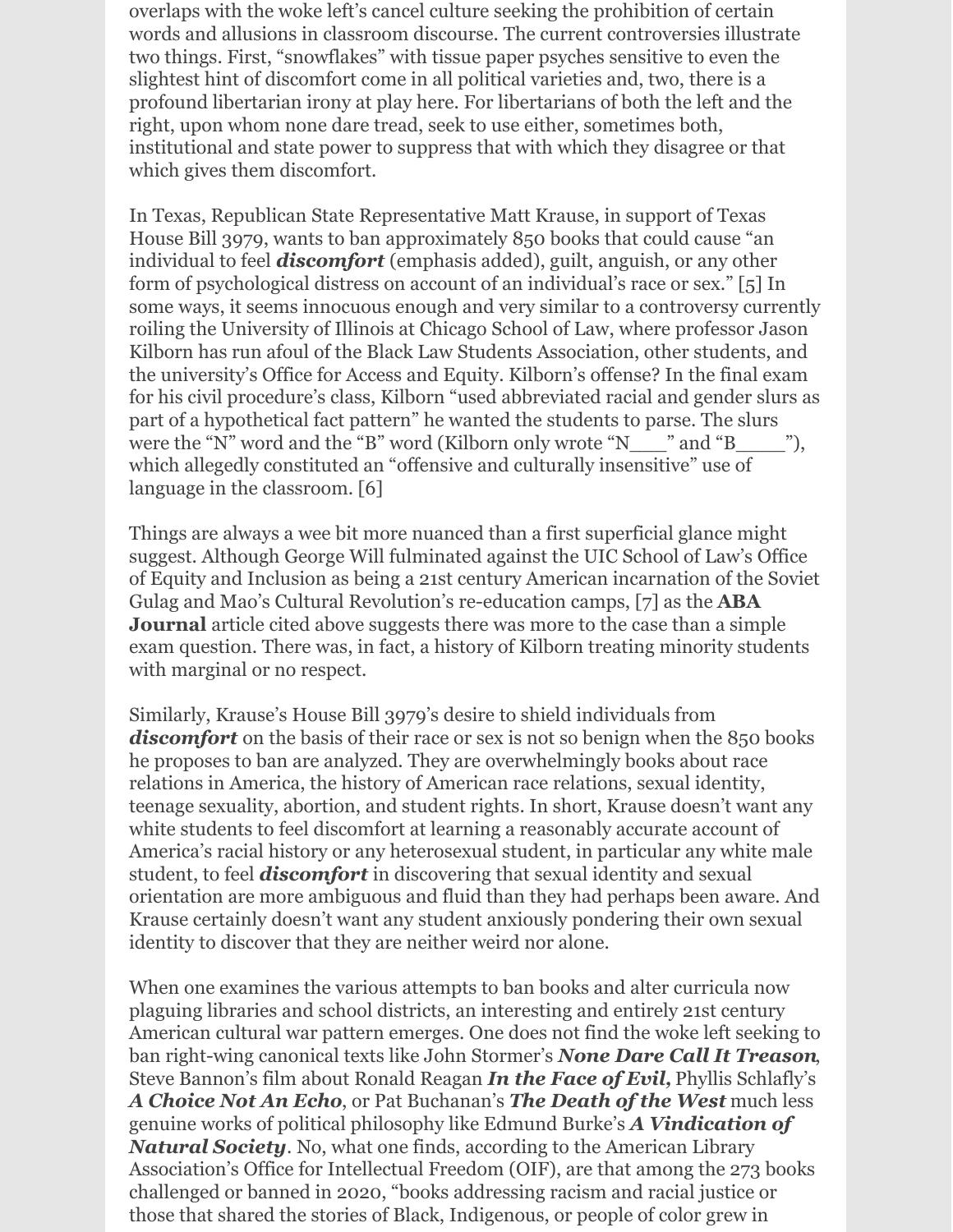overlaps with the woke left's cancel culture seeking the prohibition of certain words and allusions in classroom discourse. The current controversies illustrate two things. First, "snowflakes" with tissue paper psyches sensitive to even the slightest hint of discomfort come in all political varieties and, two, there is a profound libertarian irony at play here. For libertarians of both the left and the right, upon whom none dare tread, seek to use either, sometimes both, institutional and state power to suppress that with which they disagree or that which gives them discomfort.

In Texas, Republican State Representative Matt Krause, in support of Texas House Bill 3979, wants to ban approximately 850 books that could cause "an individual to feel ***discomfort*** (emphasis added), guilt, anguish, or any other form of psychological distress on account of an individual's race or sex." [5] In some ways, it seems innocuous enough and very similar to a controversy currently roiling the University of Illinois at Chicago School of Law, where professor Jason Kilborn has run afoul of the Black Law Students Association, other students, and the university's Office for Access and Equity. Kilborn's offense? In the final exam for his civil procedure's class, Kilborn "used abbreviated racial and gender slurs as part of a hypothetical fact pattern" he wanted the students to parse. The slurs were the "N" word and the "B" word (Kilborn only wrote "N___" and "B____"), which allegedly constituted an "offensive and culturally insensitive" use of language in the classroom. [6]

Things are always a wee bit more nuanced than a first superficial glance might suggest. Although George Will fulminated against the UIC School of Law's Office of Equity and Inclusion as being a 21st century American incarnation of the Soviet Gulag and Mao's Cultural Revolution's re-education camps, [7] as the **ABA Journal** article cited above suggests there was more to the case than a simple exam question. There was, in fact, a history of Kilborn treating minority students with marginal or no respect.

Similarly, Krause's House Bill 3979's desire to shield individuals from ***discomfort*** on the basis of their race or sex is not so benign when the 850 books he proposes to ban are analyzed. They are overwhelmingly books about race relations in America, the history of American race relations, sexual identity, teenage sexuality, abortion, and student rights. In short, Krause doesn't want any white students to feel discomfort at learning a reasonably accurate account of America's racial history or any heterosexual student, in particular any white male student, to feel ***discomfort*** in discovering that sexual identity and sexual orientation are more ambiguous and fluid than they had perhaps been aware. And Krause certainly doesn't want any student anxiously pondering their own sexual identity to discover that they are neither weird nor alone.

When one examines the various attempts to ban books and alter curricula now plaguing libraries and school districts, an interesting and entirely 21st century American cultural war pattern emerges. One does not find the woke left seeking to ban right-wing canonical texts like John Stormer's ***None Dare Call It Treason***, Steve Bannon's film about Ronald Reagan ***In the Face of Evil,*** Phyllis Schlafly's ***A Choice Not An Echo***, or Pat Buchanan's ***The Death of the West*** much less genuine works of political philosophy like Edmund Burke's ***A Vindication of Natural Society***. No, what one finds, according to the American Library Association's Office for Intellectual Freedom (OIF), are that among the 273 books challenged or banned in 2020, "books addressing racism and racial justice or those that shared the stories of Black, Indigenous, or people of color grew in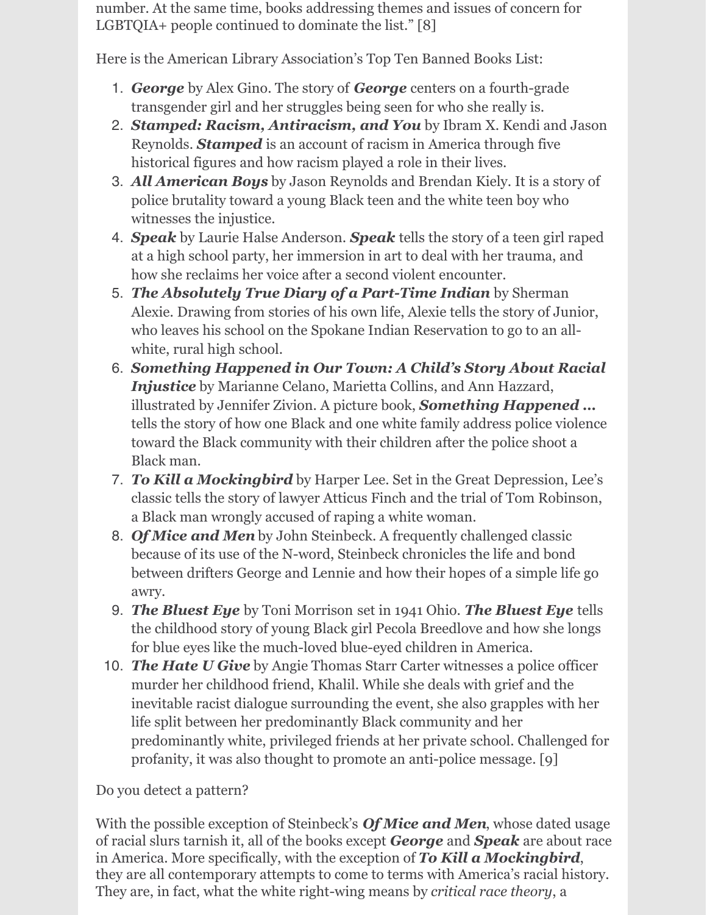number. At the same time, books addressing themes and issues of concern for LGBTQIA+ people continued to dominate the list." [8]

Here is the American Library Association's Top Ten Banned Books List:

1. ***George*** by Alex Gino. The story of ***George*** centers on a fourth-grade transgender girl and her struggles being seen for who she really is.
2. ***Stamped: Racism, Antiracism, and You*** by Ibram X. Kendi and Jason Reynolds. ***Stamped*** is an account of racism in America through five historical figures and how racism played a role in their lives.
3. ***All American Boys*** by Jason Reynolds and Brendan Kiely. It is a story of police brutality toward a young Black teen and the white teen boy who witnesses the injustice.
4. ***Speak*** by Laurie Halse Anderson. ***Speak*** tells the story of a teen girl raped at a high school party, her immersion in art to deal with her trauma, and how she reclaims her voice after a second violent encounter.
5. ***The Absolutely True Diary of a Part-Time Indian*** by Sherman Alexie. Drawing from stories of his own life, Alexie tells the story of Junior, who leaves his school on the Spokane Indian Reservation to go to an all-white, rural high school.
6. ***Something Happened in Our Town: A Child's Story About Racial Injustice*** by Marianne Celano, Marietta Collins, and Ann Hazzard, illustrated by Jennifer Zivion. A picture book, ***Something Happened …*** tells the story of how one Black and one white family address police violence toward the Black community with their children after the police shoot a Black man.
7. ***To Kill a Mockingbird*** by Harper Lee. Set in the Great Depression, Lee's classic tells the story of lawyer Atticus Finch and the trial of Tom Robinson, a Black man wrongly accused of raping a white woman.
8. ***Of Mice and Men*** by John Steinbeck. A frequently challenged classic because of its use of the N-word, Steinbeck chronicles the life and bond between drifters George and Lennie and how their hopes of a simple life go awry.
9. ***The Bluest Eye*** by Toni Morrison set in 1941 Ohio. ***The Bluest Eye*** tells the childhood story of young Black girl Pecola Breedlove and how she longs for blue eyes like the much-loved blue-eyed children in America.
10. ***The Hate U Give*** by Angie Thomas Starr Carter witnesses a police officer murder her childhood friend, Khalil. While she deals with grief and the inevitable racist dialogue surrounding the event, she also grapples with her life split between her predominantly Black community and her predominantly white, privileged friends at her private school. Challenged for profanity, it was also thought to promote an anti-police message. [9]

Do you detect a pattern?

With the possible exception of Steinbeck's ***Of Mice and Men***, whose dated usage of racial slurs tarnish it, all of the books except ***George*** and ***Speak*** are about race in America. More specifically, with the exception of ***To Kill a Mockingbird***, they are all contemporary attempts to come to terms with America's racial history. They are, in fact, what the white right-wing means by *critical race theory*, a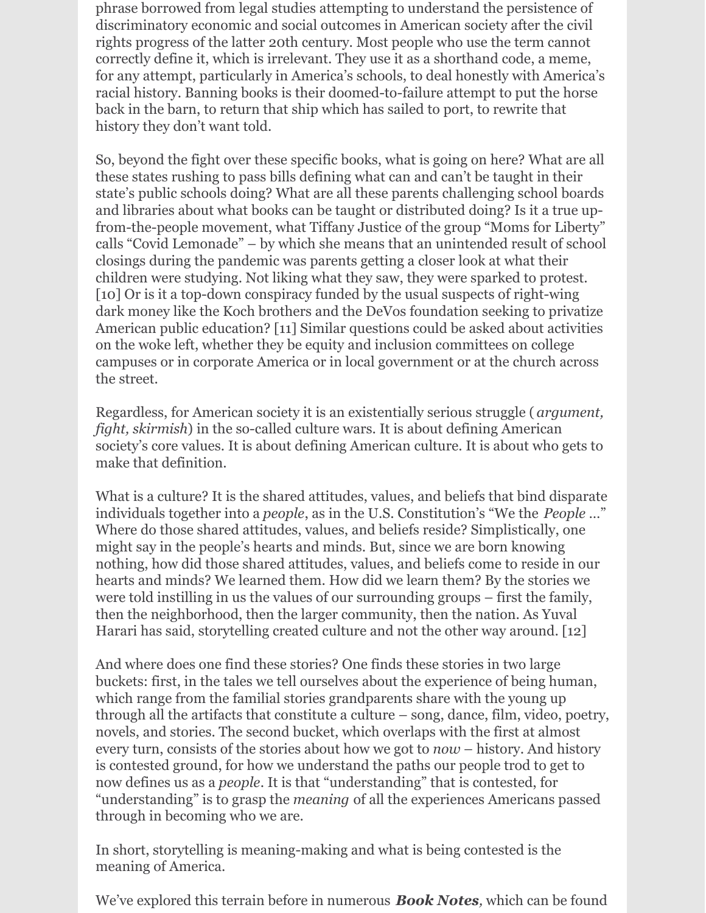phrase borrowed from legal studies attempting to understand the persistence of discriminatory economic and social outcomes in American society after the civil rights progress of the latter 20th century. Most people who use the term cannot correctly define it, which is irrelevant. They use it as a shorthand code, a meme, for any attempt, particularly in America's schools, to deal honestly with America's racial history. Banning books is their doomed-to-failure attempt to put the horse back in the barn, to return that ship which has sailed to port, to rewrite that history they don't want told.

So, beyond the fight over these specific books, what is going on here? What are all these states rushing to pass bills defining what can and can't be taught in their state's public schools doing? What are all these parents challenging school boards and libraries about what books can be taught or distributed doing? Is it a true up-from-the-people movement, what Tiffany Justice of the group "Moms for Liberty" calls "Covid Lemonade" – by which she means that an unintended result of school closings during the pandemic was parents getting a closer look at what their children were studying. Not liking what they saw, they were sparked to protest. [10] Or is it a top-down conspiracy funded by the usual suspects of right-wing dark money like the Koch brothers and the DeVos foundation seeking to privatize American public education? [11] Similar questions could be asked about activities on the woke left, whether they be equity and inclusion committees on college campuses or in corporate America or in local government or at the church across the street.

Regardless, for American society it is an existentially serious struggle (*argument, fight, skirmish*) in the so-called culture wars. It is about defining American society's core values. It is about defining American culture. It is about who gets to make that definition.

What is a culture? It is the shared attitudes, values, and beliefs that bind disparate individuals together into a *people*, as in the U.S. Constitution's "We the *People* …" Where do those shared attitudes, values, and beliefs reside? Simplistically, one might say in the people's hearts and minds. But, since we are born knowing nothing, how did those shared attitudes, values, and beliefs come to reside in our hearts and minds? We learned them. How did we learn them? By the stories we were told instilling in us the values of our surrounding groups – first the family, then the neighborhood, then the larger community, then the nation. As Yuval Harari has said, storytelling created culture and not the other way around. [12]

And where does one find these stories? One finds these stories in two large buckets: first, in the tales we tell ourselves about the experience of being human, which range from the familial stories grandparents share with the young up through all the artifacts that constitute a culture – song, dance, film, video, poetry, novels, and stories. The second bucket, which overlaps with the first at almost every turn, consists of the stories about how we got to *now* – history. And history is contested ground, for how we understand the paths our people trod to get to now defines us as a *people*. It is that "understanding" that is contested, for "understanding" is to grasp the *meaning* of all the experiences Americans passed through in becoming who we are.

In short, storytelling is meaning-making and what is being contested is the meaning of America.

We've explored this terrain before in numerous ***Book Notes***, which can be found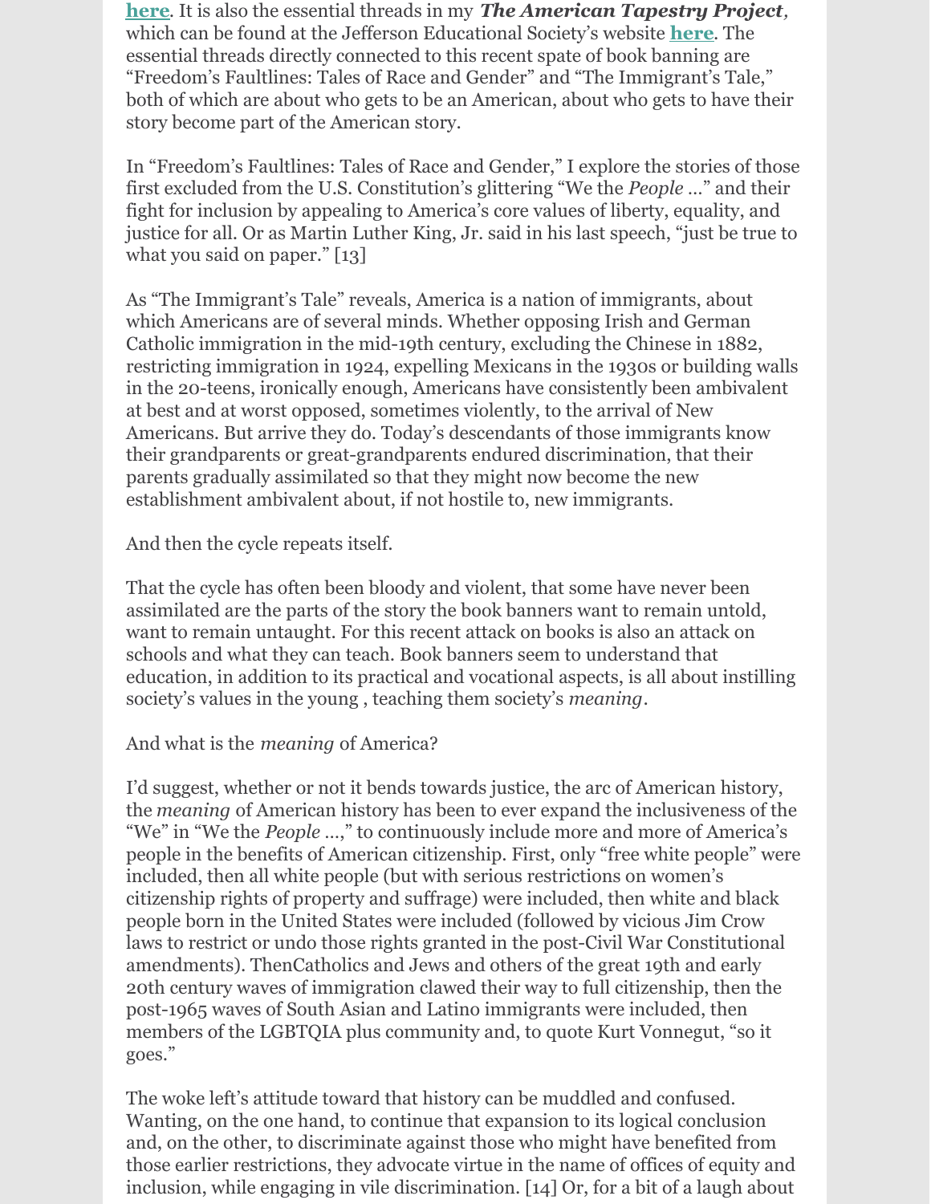**here**. It is also the essential threads in my ***The American Tapestry Project***, which can be found at the Jefferson Educational Society's website **here**. The essential threads directly connected to this recent spate of book banning are "Freedom's Faultlines: Tales of Race and Gender" and "The Immigrant's Tale," both of which are about who gets to be an American, about who gets to have their story become part of the American story.

In "Freedom's Faultlines: Tales of Race and Gender," I explore the stories of those first excluded from the U.S. Constitution's glittering "We the *People* …" and their fight for inclusion by appealing to America's core values of liberty, equality, and justice for all. Or as Martin Luther King, Jr. said in his last speech, "just be true to what you said on paper." [13]

As "The Immigrant's Tale" reveals, America is a nation of immigrants, about which Americans are of several minds. Whether opposing Irish and German Catholic immigration in the mid-19th century, excluding the Chinese in 1882, restricting immigration in 1924, expelling Mexicans in the 1930s or building walls in the 20-teens, ironically enough, Americans have consistently been ambivalent at best and at worst opposed, sometimes violently, to the arrival of New Americans. But arrive they do. Today's descendants of those immigrants know their grandparents or great-grandparents endured discrimination, that their parents gradually assimilated so that they might now become the new establishment ambivalent about, if not hostile to, new immigrants.

And then the cycle repeats itself.

That the cycle has often been bloody and violent, that some have never been assimilated are the parts of the story the book banners want to remain untold, want to remain untaught. For this recent attack on books is also an attack on schools and what they can teach. Book banners seem to understand that education, in addition to its practical and vocational aspects, is all about instilling society's values in the young , teaching them society's *meaning*.

And what is the *meaning* of America?

I'd suggest, whether or not it bends towards justice, the arc of American history, the *meaning* of American history has been to ever expand the inclusiveness of the "We" in "We the *People* …," to continuously include more and more of America's people in the benefits of American citizenship. First, only "free white people" were included, then all white people (but with serious restrictions on women's citizenship rights of property and suffrage) were included, then white and black people born in the United States were included (followed by vicious Jim Crow laws to restrict or undo those rights granted in the post-Civil War Constitutional amendments). ThenCatholics and Jews and others of the great 19th and early 20th century waves of immigration clawed their way to full citizenship, then the post-1965 waves of South Asian and Latino immigrants were included, then members of the LGBTQIA plus community and, to quote Kurt Vonnegut, "so it goes."

The woke left's attitude toward that history can be muddled and confused. Wanting, on the one hand, to continue that expansion to its logical conclusion and, on the other, to discriminate against those who might have benefited from those earlier restrictions, they advocate virtue in the name of offices of equity and inclusion, while engaging in vile discrimination. [14] Or, for a bit of a laugh about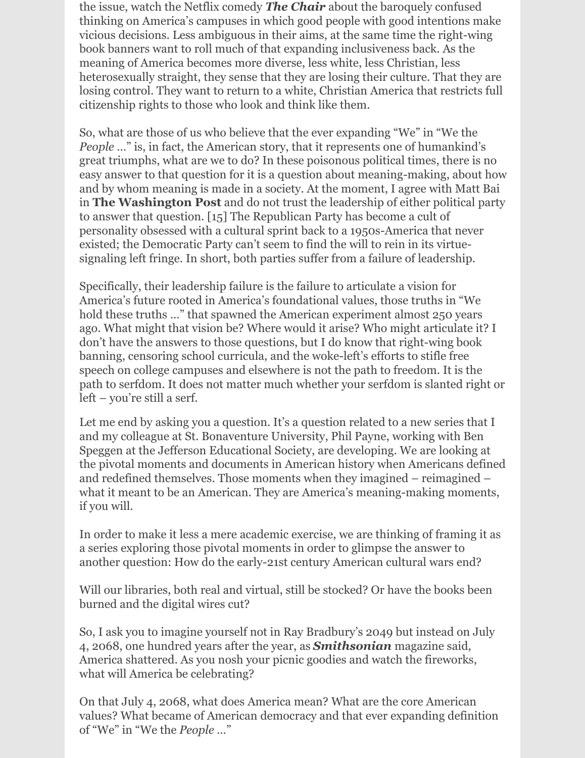the issue, watch the Netflix comedy ***The Chair*** about the baroquely confused thinking on America's campuses in which good people with good intentions make vicious decisions. Less ambiguous in their aims, at the same time the right-wing book banners want to roll much of that expanding inclusiveness back. As the meaning of America becomes more diverse, less white, less Christian, less heterosexually straight, they sense that they are losing their culture. That they are losing control. They want to return to a white, Christian America that restricts full citizenship rights to those who look and think like them.

So, what are those of us who believe that the ever expanding "We" in "We the *People* …" is, in fact, the American story, that it represents one of humankind's great triumphs, what are we to do? In these poisonous political times, there is no easy answer to that question for it is a question about meaning-making, about how and by whom meaning is made in a society. At the moment, I agree with Matt Bai in **The Washington Post** and do not trust the leadership of either political party to answer that question. [15] The Republican Party has become a cult of personality obsessed with a cultural sprint back to a 1950s-America that never existed; the Democratic Party can't seem to find the will to rein in its virtue-signaling left fringe. In short, both parties suffer from a failure of leadership.

Specifically, their leadership failure is the failure to articulate a vision for America's future rooted in America's foundational values, those truths in "We hold these truths …" that spawned the American experiment almost 250 years ago. What might that vision be? Where would it arise? Who might articulate it? I don't have the answers to those questions, but I do know that right-wing book banning, censoring school curricula, and the woke-left's efforts to stifle free speech on college campuses and elsewhere is not the path to freedom. It is the path to serfdom. It does not matter much whether your serfdom is slanted right or left – you're still a serf.

Let me end by asking you a question. It's a question related to a new series that I and my colleague at St. Bonaventure University, Phil Payne, working with Ben Speggen at the Jefferson Educational Society, are developing. We are looking at the pivotal moments and documents in American history when Americans defined and redefined themselves. Those moments when they imagined – reimagined – what it meant to be an American. They are America's meaning-making moments, if you will.

In order to make it less a mere academic exercise, we are thinking of framing it as a series exploring those pivotal moments in order to glimpse the answer to another question: How do the early-21st century American cultural wars end?

Will our libraries, both real and virtual, still be stocked? Or have the books been burned and the digital wires cut?

So, I ask you to imagine yourself not in Ray Bradbury's 2049 but instead on July 4, 2068, one hundred years after the year, as ***Smithsonian*** magazine said, America shattered. As you nosh your picnic goodies and watch the fireworks, what will America be celebrating?

On that July 4, 2068, what does America mean? What are the core American values? What became of American democracy and that ever expanding definition of "We" in "We the *People* …"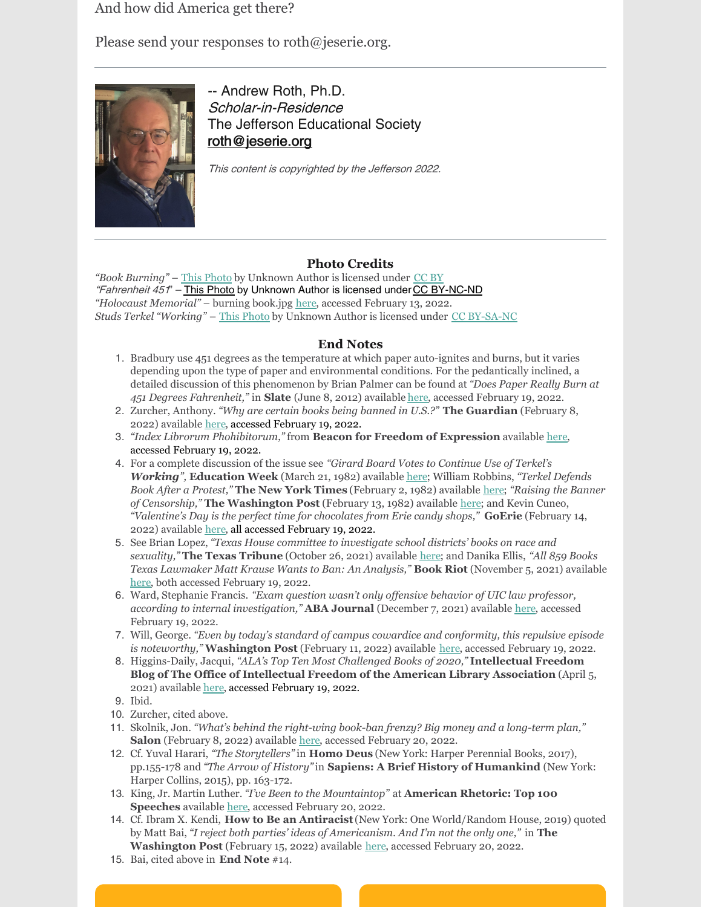And how did America get there?

Please send your responses to roth@jeserie.org.

---

-- Andrew Roth, Ph.D.
*Scholar-in-Residence*
The Jefferson Educational Society
roth@jeserie.org

*This content is copyrighted by the Jefferson 2022.*

---

### Photo Credits

*"Book Burning"* – This Photo by Unknown Author is licensed under CC BY
*"Fahrenheit 451"* – This Photo by Unknown Author is licensed under CC BY-NC-ND
*"Holocaust Memorial"* – burning book.jpg here, accessed February 13, 2022.
Studs Terkel *"Working"* – This Photo by Unknown Author is licensed under CC BY-SA-NC

### End Notes

1. Bradbury use 451 degrees as the temperature at which paper auto-ignites and burns, but it varies depending upon the type of paper and environmental conditions. For the pedantically inclined, a detailed discussion of this phenomenon by Brian Palmer can be found at *"Does Paper Really Burn at 451 Degrees Fahrenheit,"* in **Slate** (June 8, 2012) available here, accessed February 19, 2022.
2. Zurcher, Anthony. *"Why are certain books being banned in U.S.?"* **The Guardian** (February 8, 2022) available here, accessed February 19, 2022.
3. *"Index Librorum Phohibitorum,"* from **Beacon for Freedom of Expression** available here, accessed February 19, 2022.
4. For a complete discussion of the issue see *"Girard Board Votes to Continue Use of Terkel's* ***Working****"*, **Education Week** (March 21, 1982) available here; William Robbins, *"Terkel Defends Book After a Protest,"* **The New York Times** (February 2, 1982) available here; *"Raising the Banner of Censorship,"* **The Washington Post** (February 13, 1982) available here; and Kevin Cuneo, *"Valentine's Day is the perfect time for chocolates from Erie candy shops,"* **GoErie** (February 14, 2022) available here, all accessed February 19, 2022.
5. See Brian Lopez, *"Texas House committee to investigate school districts' books on race and sexuality,"* **The Texas Tribune** (October 26, 2021) available here; and Danika Ellis, *"All 859 Books Texas Lawmaker Matt Krause Wants to Ban: An Analysis,"* **Book Riot** (November 5, 2021) available here, both accessed February 19, 2022.
6. Ward, Stephanie Francis. *"Exam question wasn't only offensive behavior of UIC law professor, according to internal investigation,"* **ABA Journal** (December 7, 2021) available here, accessed February 19, 2022.
7. Will, George. *"Even by today's standard of campus cowardice and conformity, this repulsive episode is noteworthy,"* **Washington Post** (February 11, 2022) available here, accessed February 19, 2022.
8. Higgins-Daily, Jacqui, *"ALA's Top Ten Most Challenged Books of 2020,"* **Intellectual Freedom Blog of The Office of Intellectual Freedom of the American Library Association** (April 5, 2021) available here, accessed February 19, 2022.
9. Ibid.
10. Zurcher, cited above.
11. Skolnik, Jon. *"What's behind the right-wing book-ban frenzy? Big money and a long-term plan,"* **Salon** (February 8, 2022) available here, accessed February 20, 2022.
12. Cf. Yuval Harari, *"The Storytellers"* in **Homo Deus** (New York: Harper Perennial Books, 2017), pp.155-178 and *"The Arrow of History"* in **Sapiens: A Brief History of Humankind** (New York: Harper Collins, 2015), pp. 163-172.
13. King, Jr. Martin Luther. *"I've Been to the Mountaintop"* at **American Rhetoric: Top 100 Speeches** available here, accessed February 20, 2022.
14. Cf. Ibram X. Kendi, **How to Be an Antiracist** (New York: One World/Random House, 2019) quoted by Matt Bai, *"I reject both parties' ideas of Americanism. And I'm not the only one,"* in **The Washington Post** (February 15, 2022) available here, accessed February 20, 2022.
15. Bai, cited above in **End Note** #14.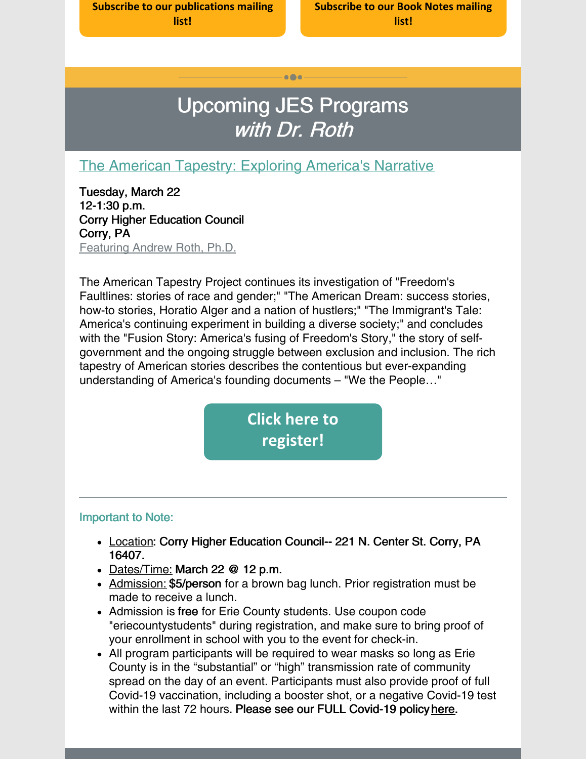**Subscribe to our publications mailing list!**

**Subscribe to our Book Notes mailing list!**

# Upcoming JES Programs
## *with Dr. Roth*

### The American Tapestry: Exploring America's Narrative

Tuesday, March 22
12-1:30 p.m.
Corry Higher Education Council
Corry, PA
Featuring Andrew Roth, Ph.D.

The American Tapestry Project continues its investigation of "Freedom's Faultlines: stories of race and gender;" "The American Dream: success stories, how-to stories, Horatio Alger and a nation of hustlers;" "The Immigrant's Tale: America's continuing experiment in building a diverse society;" and concludes with the "Fusion Story: America's fusing of Freedom's Story," the story of self-government and the ongoing struggle between exclusion and inclusion. The rich tapestry of American stories describes the contentious but ever-expanding understanding of America's founding documents – "We the People…"

**Click here to register!**

---

Important to Note:

- Location: Corry Higher Education Council-- 221 N. Center St. Corry, PA 16407.
- Dates/Time: March 22 @ 12 p.m.
- Admission: $5/person for a brown bag lunch. Prior registration must be made to receive a lunch.
- Admission is free for Erie County students. Use coupon code "eriecountystudents" during registration, and make sure to bring proof of your enrollment in school with you to the event for check-in.
- All program participants will be required to wear masks so long as Erie County is in the "substantial" or "high" transmission rate of community spread on the day of an event. Participants must also provide proof of full Covid-19 vaccination, including a booster shot, or a negative Covid-19 test within the last 72 hours. Please see our FULL Covid-19 policy here.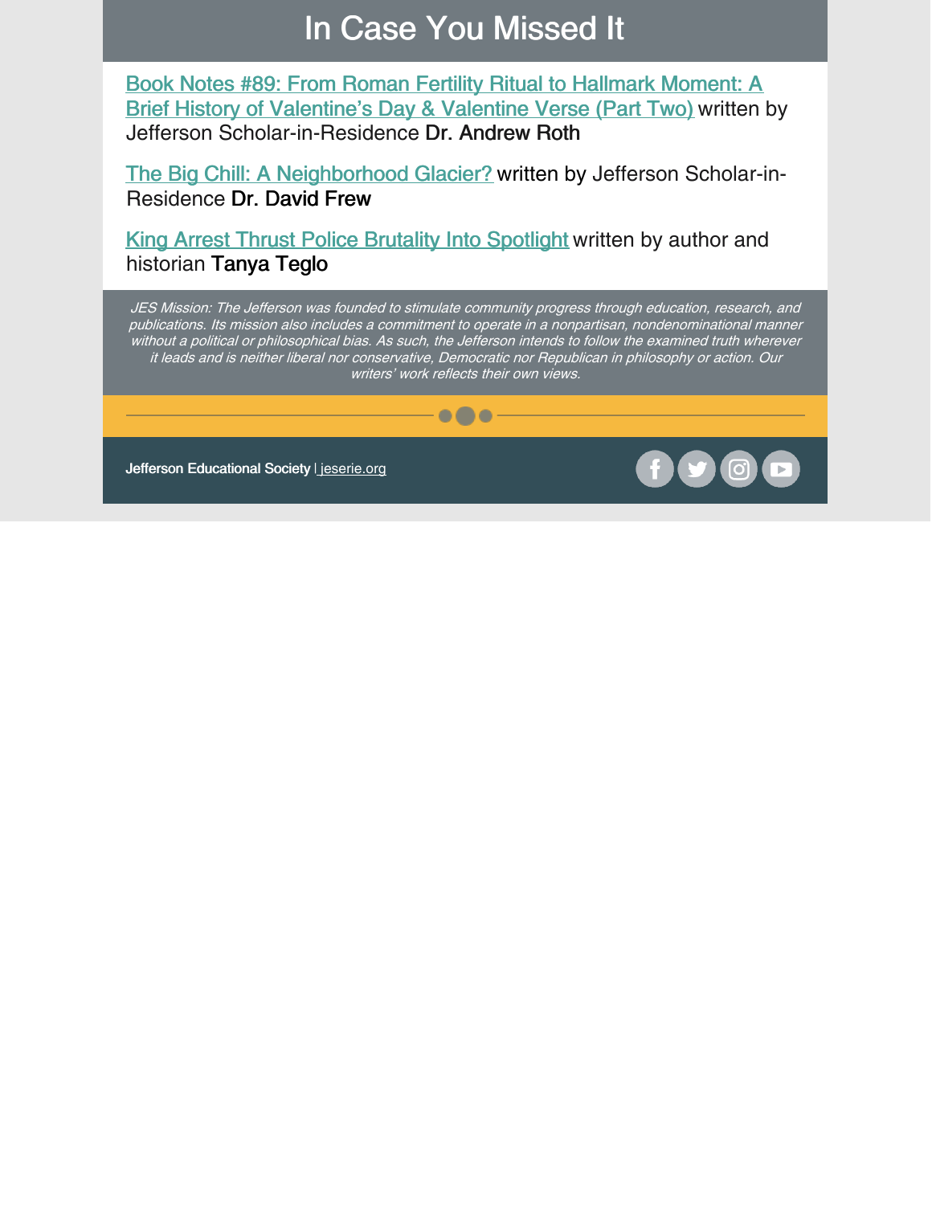# In Case You Missed It

Book Notes #89: From Roman Fertility Ritual to Hallmark Moment: A Brief History of Valentine's Day & Valentine Verse (Part Two) written by Jefferson Scholar-in-Residence **Dr. Andrew Roth**

The Big Chill: A Neighborhood Glacier? written by Jefferson Scholar-in-Residence **Dr. David Frew**

King Arrest Thrust Police Brutality Into Spotlight written by author and historian **Tanya Teglo**

*JES Mission: The Jefferson was founded to stimulate community progress through education, research, and publications. Its mission also includes a commitment to operate in a nonpartisan, nondenominational manner without a political or philosophical bias. As such, the Jefferson intends to follow the examined truth wherever it leads and is neither liberal nor conservative, Democratic nor Republican in philosophy or action. Our writers' work reflects their own views.*

**Jefferson Educational Society** | jeserie.org